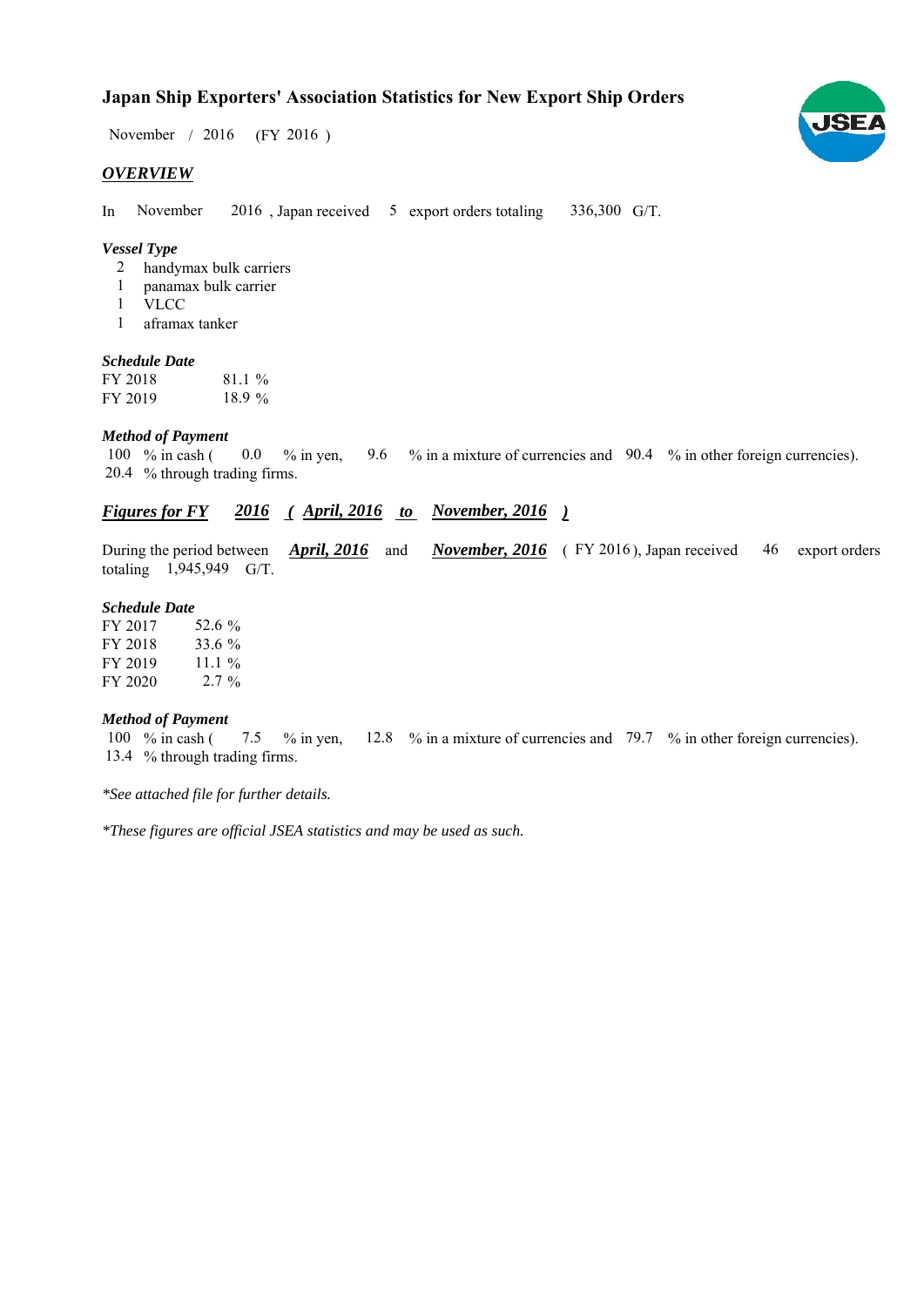# Japan Ship Exporters' Association Statistics for New Export Ship Orders

November / 2016 (FY 2016 )

## *OVERVIEW*

In November 2016 , Japan received 5 export orders totaling 336,300 G/T.

### *Vessel Type*

- 2 handymax bulk carriers
- 1 panamax bulk carrier
- 1 VLCC
- 1 aframax tanker

### *Schedule Date*

| | |
|---|---|
| FY 2018 | 81.1 % |
| FY 2019 | 18.9 % |

### *Method of Payment*

100 % in cash ( 0.0 % in yen, 9.6 % in a mixture of currencies and 90.4 % in other foreign currencies).
20.4 % through trading firms.

## *Figures for FY 2016 ( April, 2016 to November, 2016 )*

During the period between ***April, 2016*** and ***November, 2016*** ( FY 2016 ), Japan received 46 export orders totaling 1,945,949 G/T.

### *Schedule Date*

| | |
|---|---|
| FY 2017 | 52.6 % |
| FY 2018 | 33.6 % |
| FY 2019 | 11.1 % |
| FY 2020 | 2.7 % |

### *Method of Payment*

100 % in cash ( 7.5 % in yen, 12.8 % in a mixture of currencies and 79.7 % in other foreign currencies).
13.4 % through trading firms.

*\*See attached file for further details.*

*\*These figures are official JSEA statistics and may be used as such.*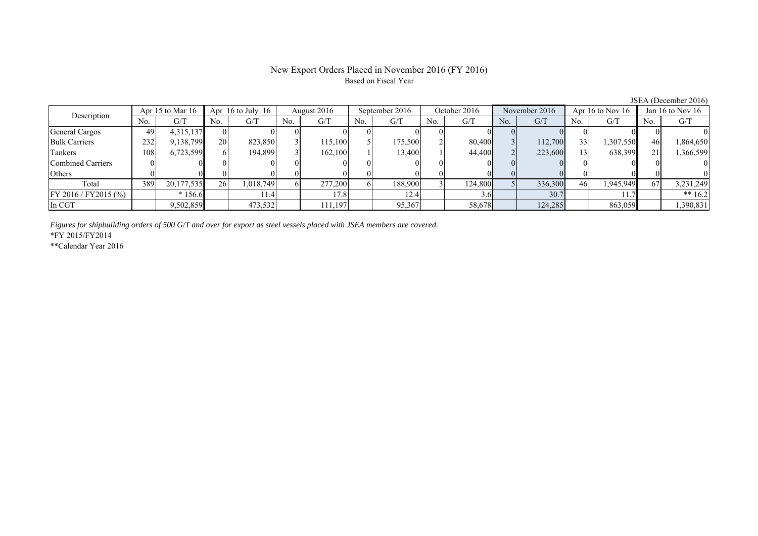# New Export Orders Placed in November 2016 (FY 2016)

Based on Fiscal Year

JSEA (December 2016)

| Description | Apr 15 to Mar 16 | | Apr 16 to July 16 | | August 2016 | | September 2016 | | October 2016 | | November 2016 | | Apr 16 to Nov 16 | | Jan 16 to Nov 16 | |
|---|---|---|---|---|---|---|---|---|---|---|---|---|---|---|---|---|
| | No. | G/T | No. | G/T | No. | G/T | No. | G/T | No. | G/T | No. | G/T | No. | G/T | No. | G/T |
| General Cargos | 49 | 4,315,137 | 0 | 0 | 0 | 0 | 0 | 0 | 0 | 0 | 0 | 0 | 0 | 0 | 0 | 0 |
| Bulk Carriers | 232 | 9,138,799 | 20 | 823,850 | 3 | 115,100 | 5 | 175,500 | 2 | 80,400 | 3 | 112,700 | 33 | 1,307,550 | 46 | 1,864,650 |
| Tankers | 108 | 6,723,599 | 6 | 194,899 | 3 | 162,100 | 1 | 13,400 | 1 | 44,400 | 2 | 223,600 | 13 | 638,399 | 21 | 1,366,599 |
| Combined Carriers | 0 | 0 | 0 | 0 | 0 | 0 | 0 | 0 | 0 | 0 | 0 | 0 | 0 | 0 | 0 | 0 |
| Others | 0 | 0 | 0 | 0 | 0 | 0 | 0 | 0 | 0 | 0 | 0 | 0 | 0 | 0 | 0 | 0 |
| Total | 389 | 20,177,535 | 26 | 1,018,749 | 6 | 277,200 | 6 | 188,900 | 3 | 124,800 | 5 | 336,300 | 46 | 1,945,949 | 67 | 3,231,249 |
| FY 2016 / FY2015 (%) | | * 156.6 | | 11.4 | | 17.8 | | 12.4 | | 3.6 | | 30.7 | | 11.7 | | ** 16.2 |
| In CGT | | 9,502,859 | | 473,532 | | 111,197 | | 95,367 | | 58,678 | | 124,285 | | 863,059 | | 1,390,831 |

*Figures for shipbuilding orders of 500 G/T and over for export as steel vessels placed with JSEA members are covered.*

*FY 2015/FY2014

**Calendar Year 2016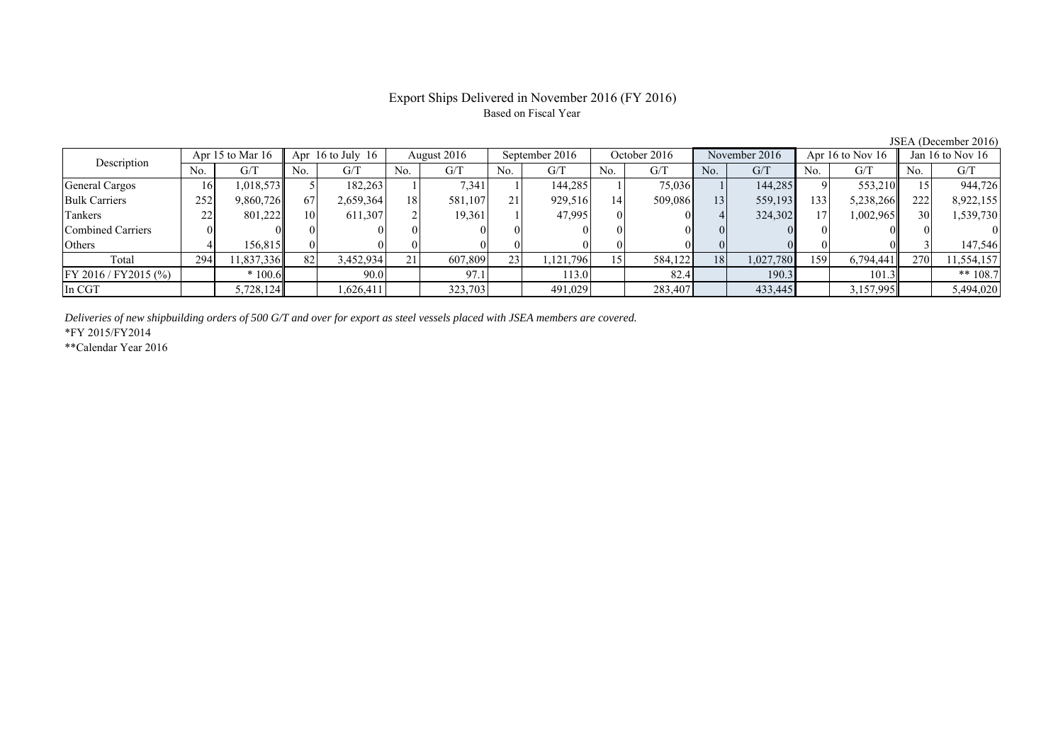# Export Ships Delivered in November 2016 (FY 2016)

Based on Fiscal Year

JSEA (December 2016)

| Description | Apr 15 to Mar 16 | | Apr 16 to July 16 | | August 2016 | | September 2016 | | October 2016 | | November 2016 | | Apr 16 to Nov 16 | | Jan 16 to Nov 16 | |
|---|---|---|---|---|---|---|---|---|---|---|---|---|---|---|---|---|
| | No. | G/T | No. | G/T | No. | G/T | No. | G/T | No. | G/T | No. | G/T | No. | G/T | No. | G/T |
| General Cargos | 16 | 1,018,573 | 5 | 182,263 | 1 | 7,341 | 1 | 144,285 | 1 | 75,036 | 1 | 144,285 | 9 | 553,210 | 15 | 944,726 |
| Bulk Carriers | 252 | 9,860,726 | 67 | 2,659,364 | 18 | 581,107 | 21 | 929,516 | 14 | 509,086 | 13 | 559,193 | 133 | 5,238,266 | 222 | 8,922,155 |
| Tankers | 22 | 801,222 | 10 | 611,307 | 2 | 19,361 | 1 | 47,995 | 0 | 0 | 4 | 324,302 | 17 | 1,002,965 | 30 | 1,539,730 |
| Combined Carriers | 0 | 0 | 0 | 0 | 0 | 0 | 0 | 0 | 0 | 0 | 0 | 0 | 0 | 0 | 0 | 0 |
| Others | 4 | 156,815 | 0 | 0 | 0 | 0 | 0 | 0 | 0 | 0 | 0 | 0 | 0 | 0 | 3 | 147,546 |
| Total | 294 | 11,837,336 | 82 | 3,452,934 | 21 | 607,809 | 23 | 1,121,796 | 15 | 584,122 | 18 | 1,027,780 | 159 | 6,794,441 | 270 | 11,554,157 |
| FY 2016 / FY2015 (%) | | * 100.6 | | 90.0 | | 97.1 | | 113.0 | | 82.4 | | 190.3 | | 101.3 | | ** 108.7 |
| In CGT | | 5,728,124 | | 1,626,411 | | 323,703 | | 491,029 | | 283,407 | | 433,445 | | 3,157,995 | | 5,494,020 |

*Deliveries of new shipbuilding orders of 500 G/T and over for export as steel vessels placed with JSEA members are covered.*

*FY 2015/FY2014

**Calendar Year 2016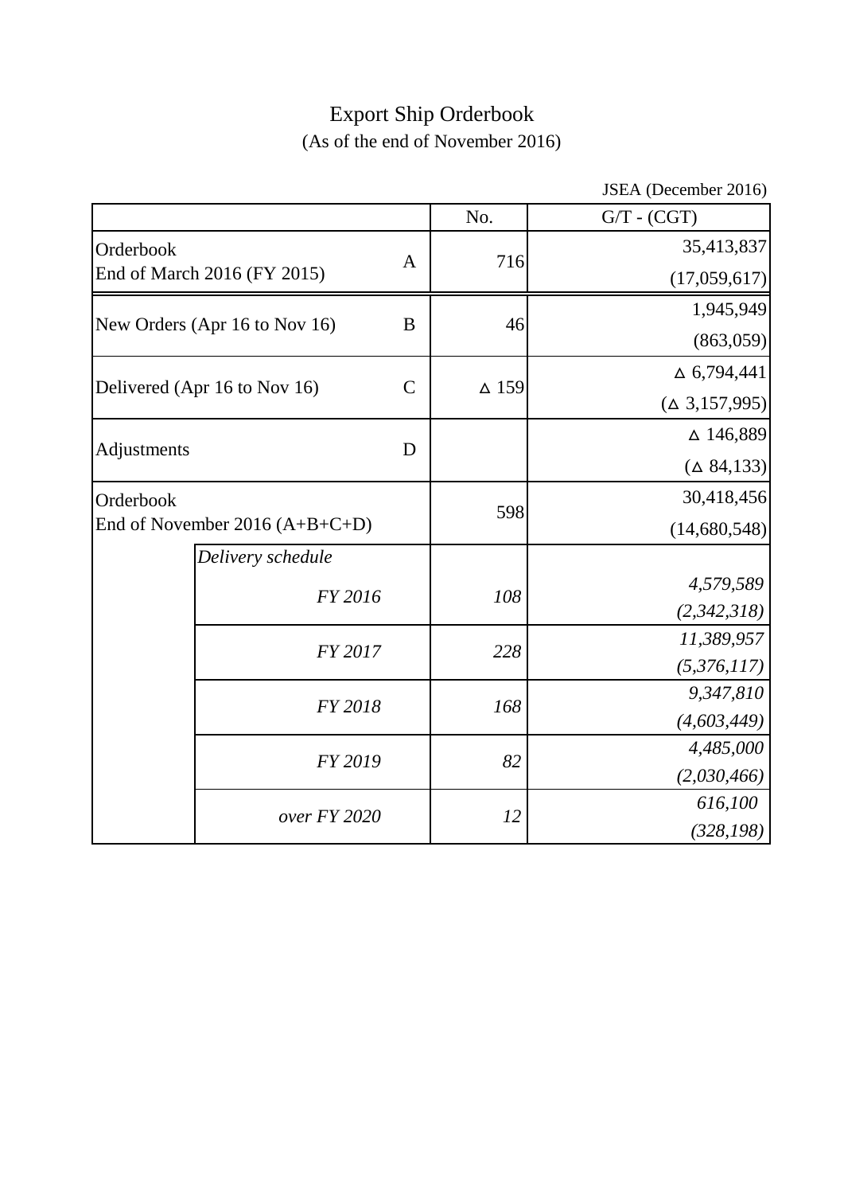# Export Ship Orderbook

(As of the end of November 2016)

JSEA (December 2016)

| | | | No. | G/T - (CGT) |
|---|---|---|---|---|
| Orderbook<br>End of March 2016 (FY 2015) | | A | 716 | 35,413,837<br>(17,059,617) |
| New Orders (Apr 16 to Nov 16) | | B | 46 | 1,945,949<br>(863,059) |
| Delivered (Apr 16 to Nov 16) | | C | △ 159 | △ 6,794,441<br>(△ 3,157,995) |
| Adjustments | | D | | △ 146,889<br>(△ 84,133) |
| Orderbook<br>End of November 2016 (A+B+C+D) | | | 598 | 30,418,456<br>(14,680,548) |
| | *Delivery schedule*<br>*FY 2016* | | *108* | *4,579,589*<br>*(2,342,318)* |
| | *FY 2017* | | *228* | *11,389,957*<br>*(5,376,117)* |
| | *FY 2018* | | *168* | *9,347,810*<br>*(4,603,449)* |
| | *FY 2019* | | *82* | *4,485,000*<br>*(2,030,466)* |
| | *over FY 2020* | | *12* | *616,100*<br>*(328,198)* |